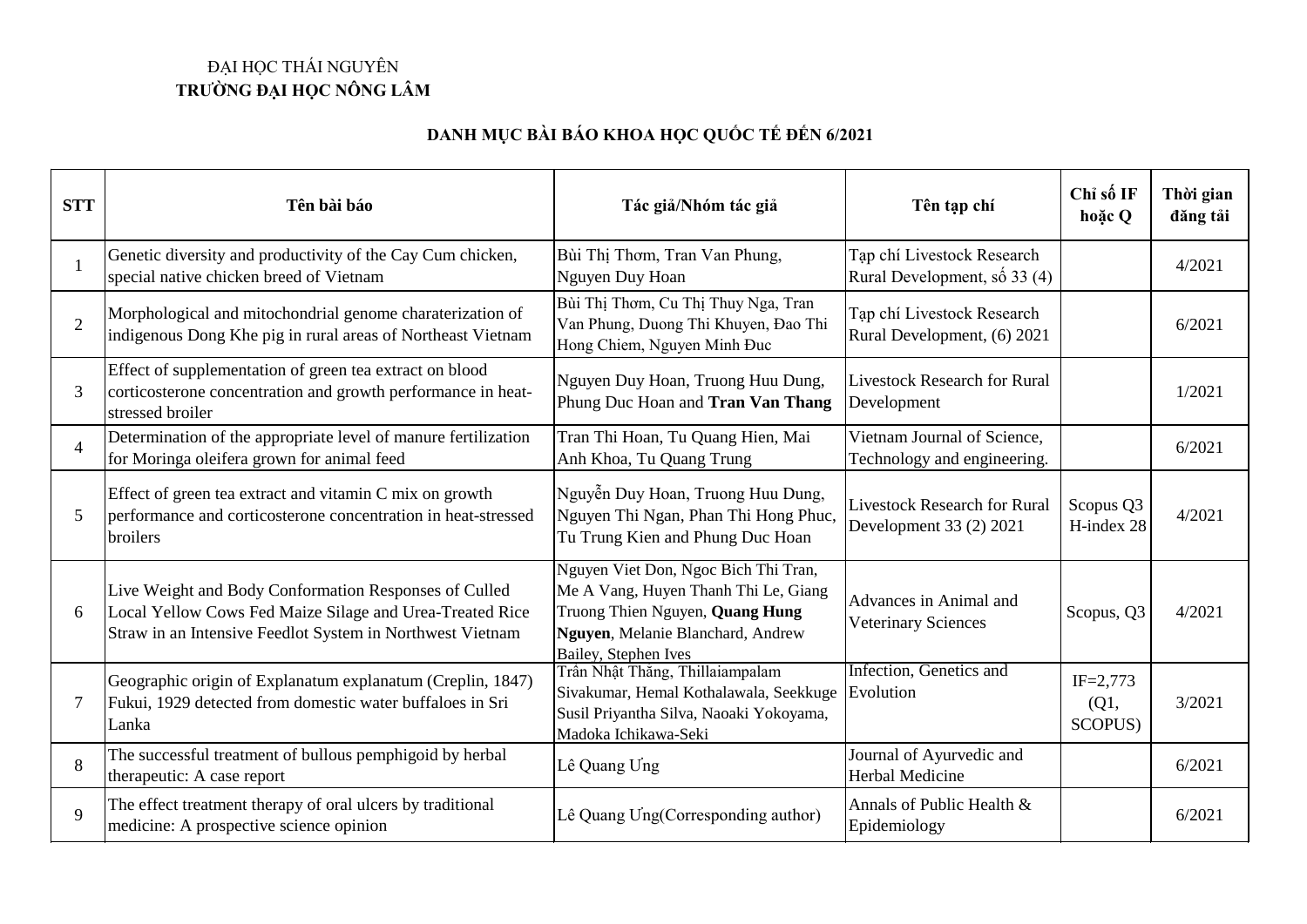ĐẠI HỌC THÁI NGUYÊN
**TRƯỜNG ĐẠI HỌC NÔNG LÂM**

## DANH MỤC BÀI BÁO KHOA HỌC QUỐC TẾ ĐẾN 6/2021

| STT | Tên bài báo | Tác giả/Nhóm tác giả | Tên tạp chí | Chỉ số IF hoặc Q | Thời gian đăng tải |
|---|---|---|---|---|---|
| 1 | Genetic diversity and productivity of the Cay Cum chicken, special native chicken breed of Vietnam | Bùi Thị Thơm, Tran Van Phung, Nguyen Duy Hoan | Tạp chí Livestock Research Rural Development, số 33 (4) | | 4/2021 |
| 2 | Morphological and mitochondrial genome charaterization of indigenous Dong Khe pig in rural areas of Northeast Vietnam | Bùi Thị Thơm, Cu Thị Thuy Nga, Tran Van Phung, Duong Thi Khuyen, Đao Thi Hong Chiem, Nguyen Minh Đuc | Tạp chí Livestock Research Rural Development, (6) 2021 | | 6/2021 |
| 3 | Effect of supplementation of green tea extract on blood corticosterone concentration and growth performance in heat-stressed broiler | Nguyen Duy Hoan, Truong Huu Dung, Phung Duc Hoan and **Tran Van Thang** | Livestock Research for Rural Development | | 1/2021 |
| 4 | Determination of the appropriate level of manure fertilization for Moringa oleifera grown for animal feed | Tran Thi Hoan, Tu Quang Hien, Mai Anh Khoa, Tu Quang Trung | Vietnam Journal of Science, Technology and engineering. | | 6/2021 |
| 5 | Effect of green tea extract and vitamin C mix on growth performance and corticosterone concentration in heat-stressed broilers | Nguyễn Duy Hoan, Truong Huu Dung, Nguyen Thi Ngan, Phan Thi Hong Phuc, Tu Trung Kien and Phung Duc Hoan | Livestock Research for Rural Development 33 (2) 2021 | Scopus Q3 H-index 28 | 4/2021 |
| 6 | Live Weight and Body Conformation Responses of Culled Local Yellow Cows Fed Maize Silage and Urea-Treated Rice Straw in an Intensive Feedlot System in Northwest Vietnam | Nguyen Viet Don, Ngoc Bich Thi Tran, Me A Vang, Huyen Thanh Thi Le, Giang Truong Thien Nguyen, **Quang Hung Nguyen**, Melanie Blanchard, Andrew Bailey, Stephen Ives | Advances in Animal and Veterinary Sciences | Scopus, Q3 | 4/2021 |
| 7 | Geographic origin of Explanatum explanatum (Creplin, 1847) Fukui, 1929 detected from domestic water buffaloes in Sri Lanka | Trần Nhật Thăng, Thillaiampalam Sivakumar, Hemal Kothalawala, Seekkuge Susil Priyantha Silva, Naoaki Yokoyama, Madoka Ichikawa-Seki | Infection, Genetics and Evolution | IF=2,773 (Q1, SCOPUS) | 3/2021 |
| 8 | The successful treatment of bullous pemphigoid by herbal therapeutic: A case report | Lê Quang Ưng | Journal of Ayurvedic and Herbal Medicine | | 6/2021 |
| 9 | The effect treatment therapy of oral ulcers by traditional medicine: A prospective science opinion | Lê Quang Ưng(Corresponding author) | Annals of Public Health & Epidemiology | | 6/2021 |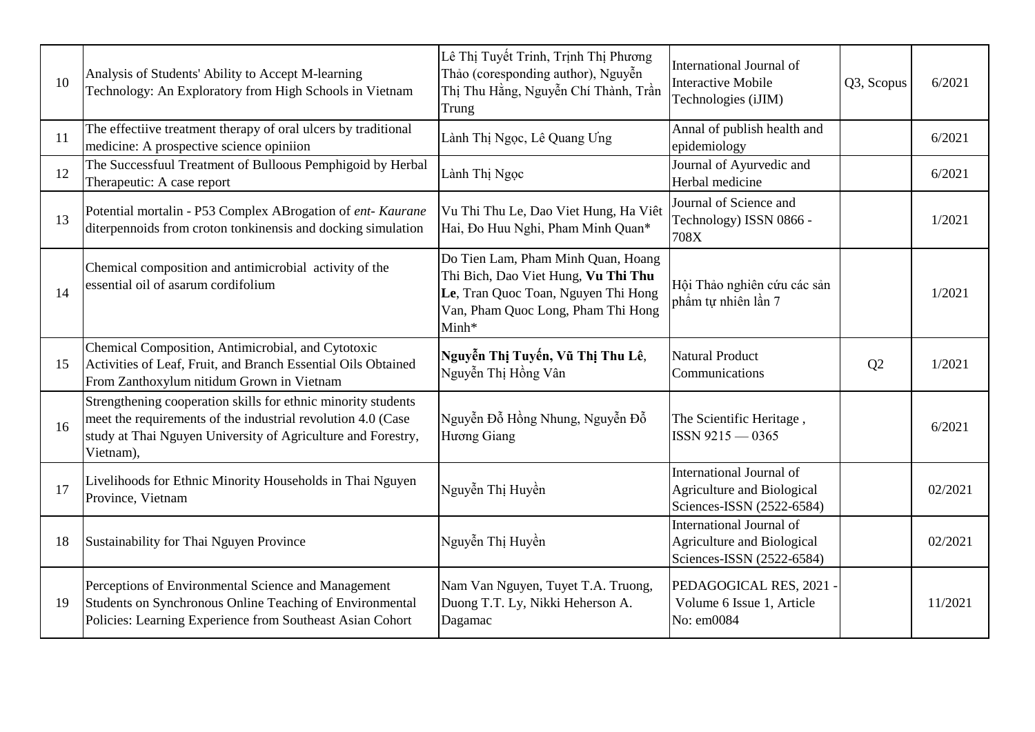| 10 | Analysis of Students' Ability to Accept M-learning Technology: An Exploratory from High Schools in Vietnam | Lê Thị Tuyết Trinh, Trịnh Thị Phương Thảo (coresponding author), Nguyễn Thị Thu Hằng, Nguyễn Chí Thành, Trần Trung | International Journal of Interactive Mobile Technologies (iJIM) | Q3, Scopus | 6/2021 |
|---|---|---|---|---|---|
| 11 | The effectiive treatment therapy of oral ulcers by traditional medicine: A prospective science opiniion | Lành Thị Ngọc, Lê Quang Ưng | Annal of publish health and epidemiology | | 6/2021 |
| 12 | The Successfuul Treatment of Bulloous Pemphigoid by Herbal Therapeutic: A case report | Lành Thị Ngọc | Journal of Ayurvedic and Herbal medicine | | 6/2021 |
| 13 | Potential mortalin - P53 Complex ABrogation of *ent- Kaurane* diterpennoids from croton tonkinensis and docking simulation | Vu Thi Thu Le, Dao Viet Hung, Ha Viêt Hai, Đo Huu Nghi, Pham Minh Quan* | Journal of Science and Technology) ISSN 0866 - 708X | | 1/2021 |
| 14 | Chemical composition and antimicrobial activity of the essential oil of asarum cordifolium | Do Tien Lam, Pham Minh Quan, Hoang Thi Bich, Dao Viet Hung, **Vu Thi Thu Le**, Tran Quoc Toan, Nguyen Thi Hong Van, Pham Quoc Long, Pham Thi Hong Minh* | Hội Thảo nghiên cứu các sản phẩm tự nhiên lần 7 | | 1/2021 |
| 15 | Chemical Composition, Antimicrobial, and Cytotoxic Activities of Leaf, Fruit, and Branch Essential Oils Obtained From Zanthoxylum nitidum Grown in Vietnam | **Nguyễn Thị Tuyến, Vũ Thị Thu Lê**, Nguyễn Thị Hồng Vân | Natural Product Communications | Q2 | 1/2021 |
| 16 | Strengthening cooperation skills for ethnic minority students meet the requirements of the industrial revolution 4.0 (Case study at Thai Nguyen University of Agriculture and Forestry, Vietnam), | Nguyễn Đỗ Hồng Nhung, Nguyễn Đỗ Hương Giang | The Scientific Heritage , ISSN 9215 — 0365 | | 6/2021 |
| 17 | Livelihoods for Ethnic Minority Households in Thai Nguyen Province, Vietnam | Nguyễn Thị Huyền | International Journal of Agriculture and Biological Sciences-ISSN (2522-6584) | | 02/2021 |
| 18 | Sustainability for Thai Nguyen Province | Nguyễn Thị Huyền | International Journal of Agriculture and Biological Sciences-ISSN (2522-6584) | | 02/2021 |
| 19 | Perceptions of Environmental Science and Management Students on Synchronous Online Teaching of Environmental Policies: Learning Experience from Southeast Asian Cohort | Nam Van Nguyen, Tuyet T.A. Truong, Duong T.T. Ly, Nikki Heherson A. Dagamac | PEDAGOGICAL RES, 2021 - Volume 6 Issue 1, Article No: em0084 | | 11/2021 |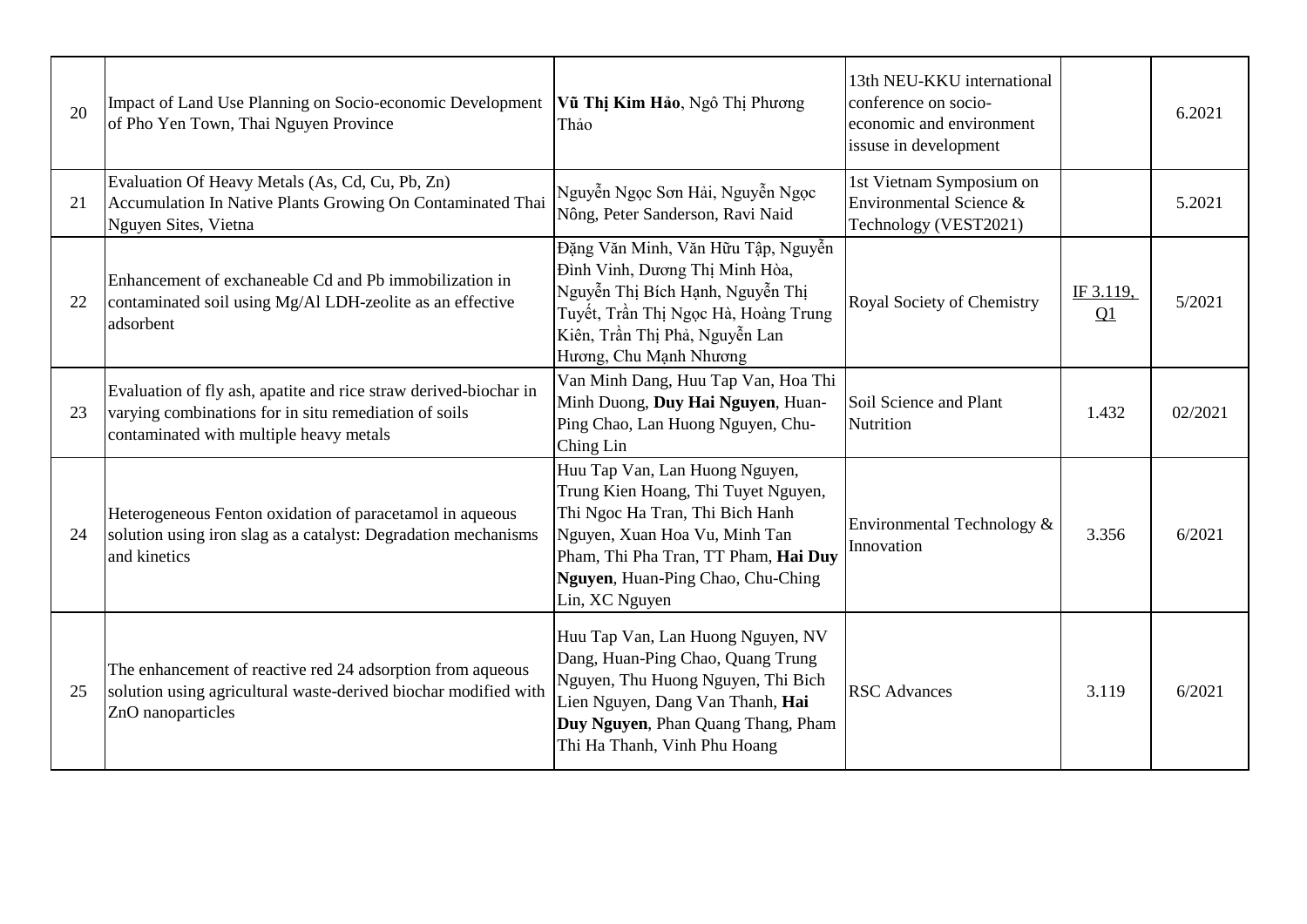| 20 | Impact of Land Use Planning on Socio-economic Development of Pho Yen Town, Thai Nguyen Province | **Vũ Thị Kim Hảo**, Ngô Thị Phương Thảo | 13th NEU-KKU international conference on socio-economic and environment issuse in development | | 6.2021 |
|---|---|---|---|---|---|
| 21 | Evaluation Of Heavy Metals (As, Cd, Cu, Pb, Zn) Accumulation In Native Plants Growing On Contaminated Thai Nguyen Sites, Vietna | Nguyễn Ngọc Sơn Hải, Nguyễn Ngọc Nông, Peter Sanderson, Ravi Naid | 1st Vietnam Symposium on Environmental Science & Technology (VEST2021) | | 5.2021 |
| 22 | Enhancement of exchaneable Cd and Pb immobilization in contaminated soil using Mg/Al LDH-zeolite as an effective adsorbent | Đặng Văn Minh, Văn Hữu Tập, Nguyễn Đình Vinh, Dương Thị Minh Hòa, Nguyễn Thị Bích Hạnh, Nguyễn Thị Tuyết, Trần Thị Ngọc Hà, Hoàng Trung Kiên, Trần Thị Phả, Nguyễn Lan Hương, Chu Mạnh Nhương | Royal Society of Chemistry | IF 3.119, Q1 | 5/2021 |
| 23 | Evaluation of fly ash, apatite and rice straw derived-biochar in varying combinations for in situ remediation of soils contaminated with multiple heavy metals | Van Minh Dang, Huu Tap Van, Hoa Thi Minh Duong, **Duy Hai Nguyen**, Huan-Ping Chao, Lan Huong Nguyen, Chu-Ching Lin | Soil Science and Plant Nutrition | 1.432 | 02/2021 |
| 24 | Heterogeneous Fenton oxidation of paracetamol in aqueous solution using iron slag as a catalyst: Degradation mechanisms and kinetics | Huu Tap Van, Lan Huong Nguyen, Trung Kien Hoang, Thi Tuyet Nguyen, Thi Ngoc Ha Tran, Thi Bich Hanh Nguyen, Xuan Hoa Vu, Minh Tan Pham, Thi Pha Tran, TT Pham, **Hai Duy Nguyen**, Huan-Ping Chao, Chu-Ching Lin, XC Nguyen | Environmental Technology & Innovation | 3.356 | 6/2021 |
| 25 | The enhancement of reactive red 24 adsorption from aqueous solution using agricultural waste-derived biochar modified with ZnO nanoparticles | Huu Tap Van, Lan Huong Nguyen, NV Dang, Huan-Ping Chao, Quang Trung Nguyen, Thu Huong Nguyen, Thi Bich Lien Nguyen, Dang Van Thanh, **Hai Duy Nguyen**, Phan Quang Thang, Pham Thi Ha Thanh, Vinh Phu Hoang | RSC Advances | 3.119 | 6/2021 |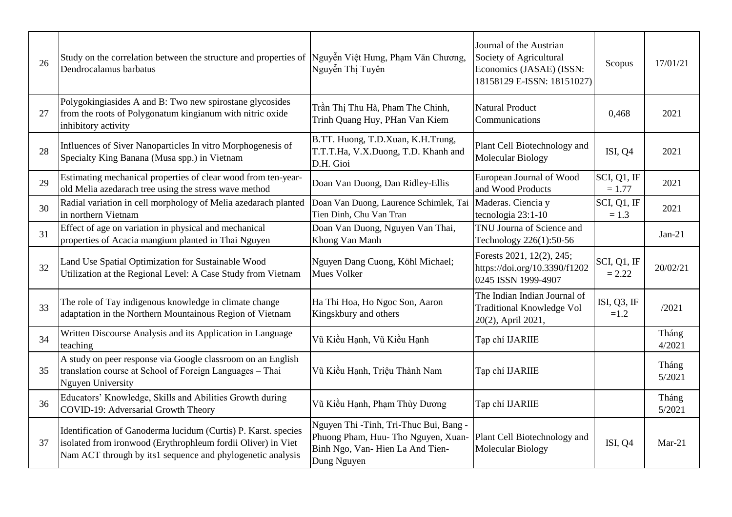| | | | | | |
|---|---|---|---|---|---|
| 26 | Study on the correlation between the structure and properties of Dendrocalamus barbatus | Nguyễn Việt Hưng, Phạm Văn Chương, Nguyễn Thị Tuyên | Journal of the Austrian Society of Agricultural Economics (JASAE) (ISSN: 18158129 E-ISSN: 18151027) | Scopus | 17/01/21 |
| 27 | Polygokingiasides A and B: Two new spirostane glycosides from the roots of Polygonatum kingianum with nitric oxide inhibitory activity | Trần Thị Thu Hà, Pham The Chinh, Trinh Quang Huy, PHan Van Kiem | Natural Product Communications | 0,468 | 2021 |
| 28 | Influences of Siver Nanoparticles In vitro Morphogenesis of Specialty King Banana (Musa spp.) in Vietnam | B.TT. Huong, T.D.Xuan, K.H.Trung, T.T.T.Ha, V.X.Duong, T.D. Khanh and D.H. Gioi | Plant Cell Biotechnology and Molecular Biology | ISI, Q4 | 2021 |
| 29 | Estimating mechanical properties of clear wood from ten-year-old Melia azedarach tree using the stress wave method | Doan Van Duong, Dan Ridley-Ellis | European Journal of Wood and Wood Products | SCI, Q1, IF = 1.77 | 2021 |
| 30 | Radial variation in cell morphology of Melia azedarach planted in northern Vietnam | Doan Van Duong, Laurence Schimlek, Tai Tien Dinh, Chu Van Tran | Maderas. Ciencia y tecnologia 23:1-10 | SCI, Q1, IF = 1.3 | 2021 |
| 31 | Effect of age on variation in physical and mechanical properties of Acacia mangium planted in Thai Nguyen | Doan Van Duong, Nguyen Van Thai, Khong Van Manh | TNU Journa of Science and Technology 226(1):50-56 | | Jan-21 |
| 32 | Land Use Spatial Optimization for Sustainable Wood Utilization at the Regional Level: A Case Study from Vietnam | Nguyen Dang Cuong, Köhl Michael; Mues Volker | Forests 2021, 12(2), 245; https://doi.org/10.3390/f12020245 ISSN 1999-4907 | SCI, Q1, IF = 2.22 | 20/02/21 |
| 33 | The role of Tay indigenous knowledge in climate change adaptation in the Northern Mountainous Region of Vietnam | Ha Thi Hoa, Ho Ngoc Son, Aaron Kingskbury and others | The Indian Indian Journal of Traditional Knowledge Vol 20(2), April 2021, | ISI, Q3, IF =1.2 | /2021 |
| 34 | Written Discourse Analysis and its Application in Language teaching | Vũ Kiều Hạnh, Vũ Kiều Hạnh | Tạp chí IJARIIE | | Tháng 4/2021 |
| 35 | A study on peer response via Google classroom on an English translation course at School of Foreign Languages – Thai Nguyen University | Vũ Kiều Hạnh, Triệu Thành Nam | Tạp chí IJARIIE | | Tháng 5/2021 |
| 36 | Educators' Knowledge, Skills and Abilities Growth during COVID-19: Adversarial Growth Theory | Vũ Kiều Hạnh, Phạm Thùy Dương | Tạp chí IJARIIE | | Tháng 5/2021 |
| 37 | Identification of Ganoderma lucidum (Curtis) P. Karst. species isolated from ironwood (Erythrophleum fordii Oliver) in Viet Nam ACT through by its1 sequence and phylogenetic analysis | Nguyen Thi -Tinh, Tri-Thuc Bui, Bang -Phuong Pham, Huu- Tho Nguyen, Xuan-Binh Ngo, Van- Hien La And Tien-Dung Nguyen | Plant Cell Biotechnology and Molecular Biology | ISI, Q4 | Mar-21 |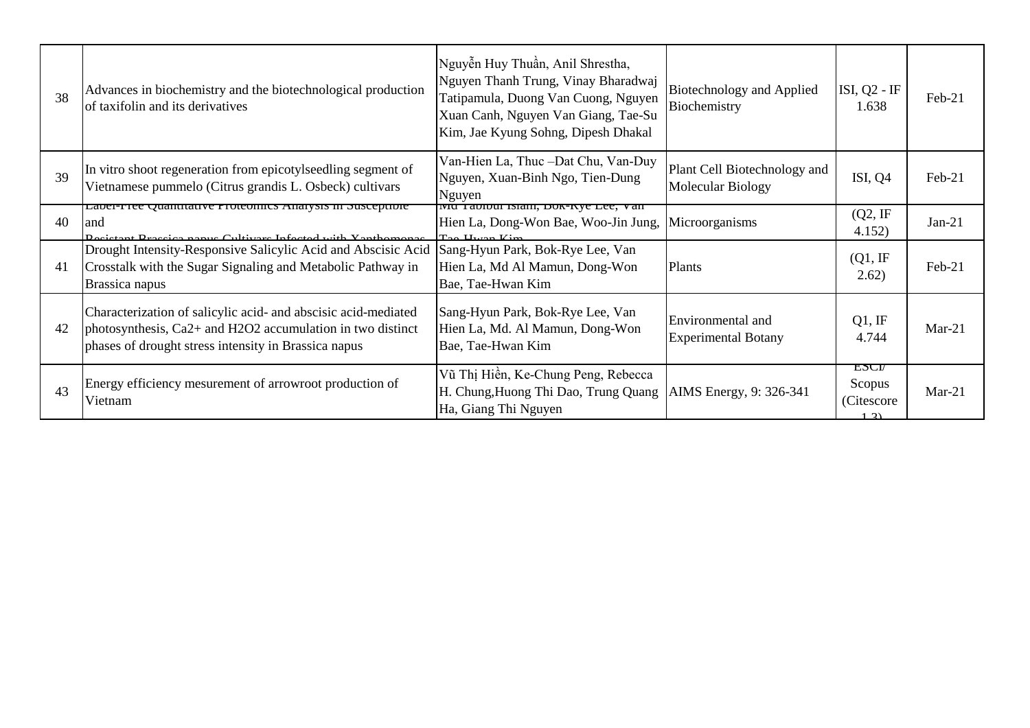| | | | | | |
|---|---|---|---|---|---|
| 38 | Advances in biochemistry and the biotechnological production of taxifolin and its derivatives | Nguyễn Huy Thuần, Anil Shrestha, Nguyen Thanh Trung, Vinay Bharadwaj Tatipamula, Duong Van Cuong, Nguyen Xuan Canh, Nguyen Van Giang, Tae-Su Kim, Jae Kyung Sohng, Dipesh Dhakal | Biotechnology and Applied Biochemistry | ISI, Q2 - IF 1.638 | Feb-21 |
| 39 | In vitro shoot regeneration from epicotylseedling segment of Vietnamese pummelo (Citrus grandis L. Osbeck) cultivars | Van-Hien La, Thuc –Dat Chu, Van-Duy Nguyen, Xuan-Binh Ngo, Tien-Dung Nguyen | Plant Cell Biotechnology and Molecular Biology | ISI, Q4 | Feb-21 |
| 40 | Label-Free Quantitative Proteomics Analysis in Susceptible and Resistant Brassica napus Cultivars Infected with Xanthomonas | Md Tabibul Islam, Bok-Rye Lee, Van Hien La, Dong-Won Bae, Woo-Jin Jung, Tae-Hwan Kim | Microorganisms | (Q2, IF 4.152) | Jan-21 |
| 41 | Drought Intensity-Responsive Salicylic Acid and Abscisic Acid Crosstalk with the Sugar Signaling and Metabolic Pathway in Brassica napus | Sang-Hyun Park, Bok-Rye Lee, Van Hien La, Md Al Mamun, Dong-Won Bae, Tae-Hwan Kim | Plants | (Q1, IF 2.62) | Feb-21 |
| 42 | Characterization of salicylic acid- and abscisic acid-mediated photosynthesis, Ca2+ and H2O2 accumulation in two distinct phases of drought stress intensity in Brassica napus | Sang-Hyun Park, Bok-Rye Lee, Van Hien La, Md. Al Mamun, Dong-Won Bae, Tae-Hwan Kim | Environmental and Experimental Botany | Q1, IF 4.744 | Mar-21 |
| 43 | Energy efficiency mesurement of arrowroot production of Vietnam | Vũ Thị Hiền, Ke-Chung Peng, Rebecca H. Chung,Huong Thi Dao, Trung Quang Ha, Giang Thi Nguyen | AIMS Energy, 9: 326-341 | ESCI/ Scopus (Citescore 1.3) | Mar-21 |